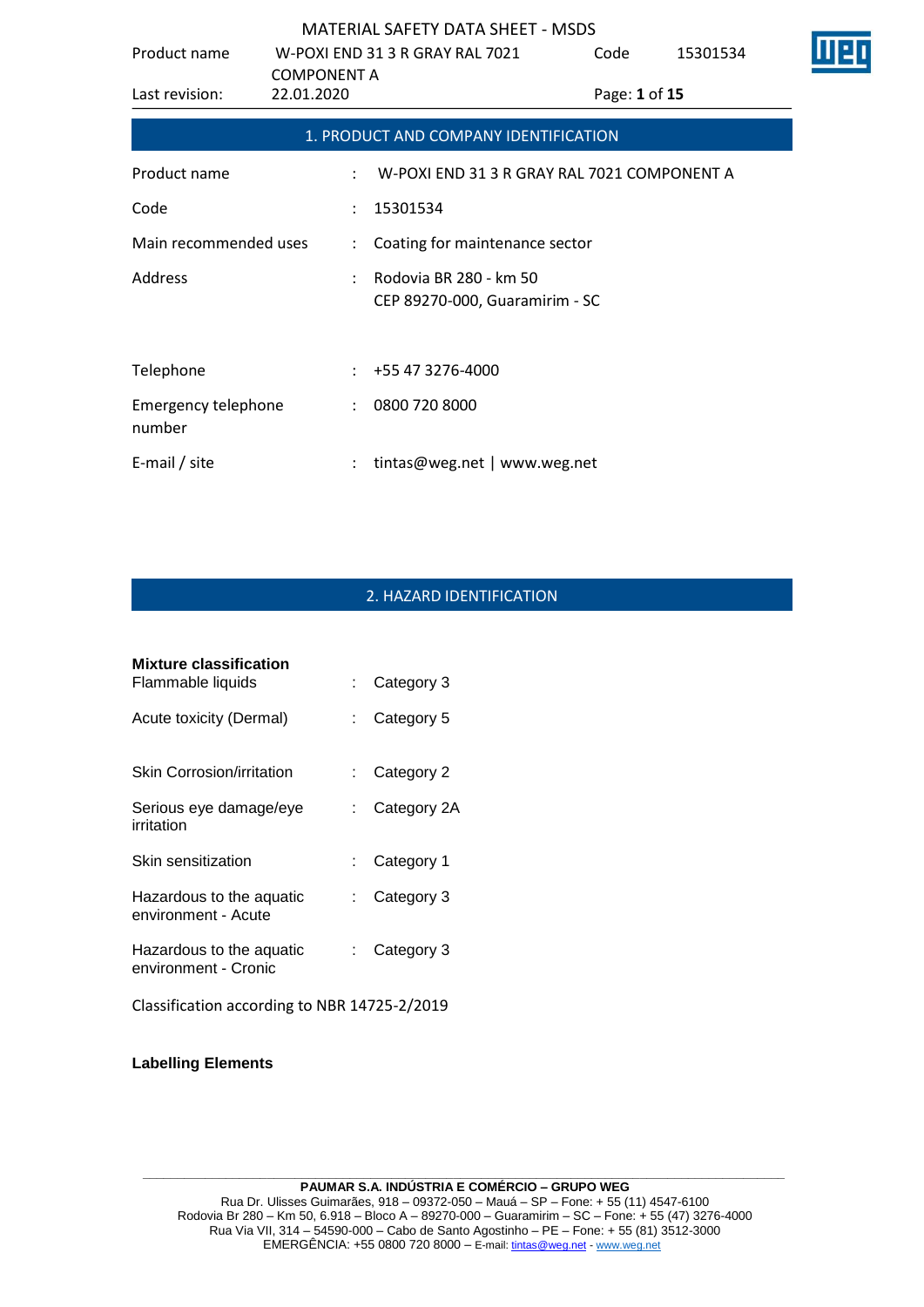## 1. PRODUCT AND COMPANY IDENTIFICATION

| | | |
|---|---|---|
| Product name | : | W-POXI END 31 3 R GRAY RAL 7021 COMPONENT A |
| Code | : | 15301534 |
| Main recommended uses | : | Coating for maintenance sector |
| Address | : | Rodovia BR 280 - km 50<br>CEP 89270-000, Guaramirim - SC |
| Telephone | : | +55 47 3276-4000 |
| Emergency telephone number | : | 0800 720 8000 |
| E-mail / site | : | tintas@weg.net \| www.weg.net |

## 2. HAZARD IDENTIFICATION

**Mixture classification**

| | | |
|---|---|---|
| Flammable liquids | : | Category 3 |
| Acute toxicity (Dermal) | : | Category 5 |
| Skin Corrosion/irritation | : | Category 2 |
| Serious eye damage/eye irritation | : | Category 2A |
| Skin sensitization | : | Category 1 |
| Hazardous to the aquatic environment - Acute | : | Category 3 |
| Hazardous to the aquatic environment - Cronic | : | Category 3 |

Classification according to NBR 14725-2/2019

**Labelling Elements**

**PAUMAR S.A. INDÚSTRIA E COMÉRCIO – GRUPO WEG**
Rua Dr. Ulisses Guimarães, 918 – 09372-050 – Mauá – SP – Fone: + 55 (11) 4547-6100
Rodovia Br 280 – Km 50, 6.918 – Bloco A – 89270-000 – Guaramirim – SC – Fone: + 55 (47) 3276-4000
Rua Via VII, 314 – 54590-000 – Cabo de Santo Agostinho – PE – Fone: + 55 (81) 3512-3000
EMERGÊNCIA: +55 0800 720 8000 – E-mail: tintas@weg.net - www.weg.net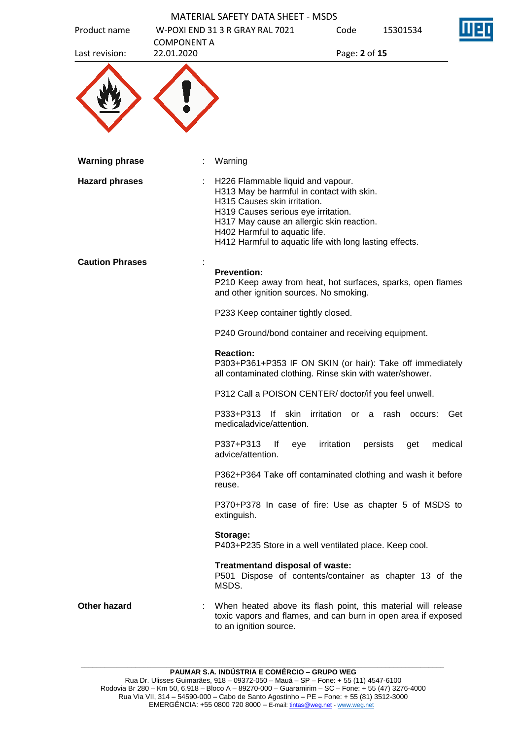**Warning phrase** : Warning

**Hazard phrases** :
H226 Flammable liquid and vapour.
H313 May be harmful in contact with skin.
H315 Causes skin irritation.
H319 Causes serious eye irritation.
H317 May cause an allergic skin reaction.
H402 Harmful to aquatic life.
H412 Harmful to aquatic life with long lasting effects.

**Caution Phrases** :

**Prevention:**
P210 Keep away from heat, hot surfaces, sparks, open flames and other ignition sources. No smoking.

P233 Keep container tightly closed.

P240 Ground/bond container and receiving equipment.

**Reaction:**
P303+P361+P353 IF ON SKIN (or hair): Take off immediately all contaminated clothing. Rinse skin with water/shower.

P312 Call a POISON CENTER/ doctor/if you feel unwell.

P333+P313 If skin irritation or a rash occurs: Get medicaladvice/attention.

P337+P313 If eye irritation persists get medical advice/attention.

P362+P364 Take off contaminated clothing and wash it before reuse.

P370+P378 In case of fire: Use as chapter 5 of MSDS to extinguish.

**Storage:**
P403+P235 Store in a well ventilated place. Keep cool.

**Treatmentand disposal of waste:**
P501 Dispose of contents/container as chapter 13 of the MSDS.

**Other hazard** : When heated above its flash point, this material will release toxic vapors and flames, and can burn in open area if exposed to an ignition source.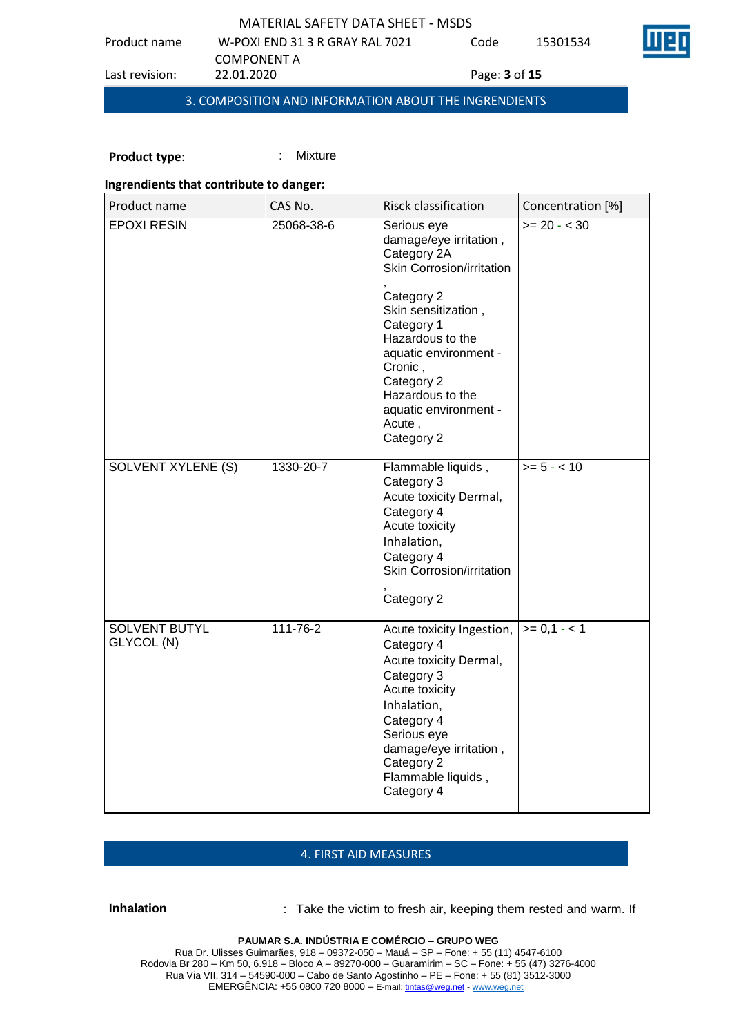## 3. COMPOSITION AND INFORMATION ABOUT THE INGREDIENTS

**Product type**: : Mixture

**Ingrendients that contribute to danger:**

| Product name | CAS No. | Risck classification | Concentration [%] |
|---|---|---|---|
| EPOXI RESIN | 25068-38-6 | Serious eye damage/eye irritation , Category 2A Skin Corrosion/irritation , Category 2 Skin sensitization , Category 1 Hazardous to the aquatic environment - Cronic , Category 2 Hazardous to the aquatic environment - Acute , Category 2 | >= 20 - < 30 |
| SOLVENT XYLENE (S) | 1330-20-7 | Flammable liquids , Category 3 Acute toxicity Dermal, Category 4 Acute toxicity Inhalation, Category 4 Skin Corrosion/irritation , Category 2 | >= 5 - < 10 |
| SOLVENT BUTYL GLYCOL (N) | 111-76-2 | Acute toxicity Ingestion, Category 4 Acute toxicity Dermal, Category 3 Acute toxicity Inhalation, Category 4 Serious eye damage/eye irritation , Category 2 Flammable liquids , Category 4 | >= 0,1 - < 1 |

## 4. FIRST AID MEASURES

**Inhalation** : Take the victim to fresh air, keeping them rested and warm. If

PAUMAR S.A. INDÚSTRIA E COMÉRCIO – GRUPO WEG
Rua Dr. Ulisses Guimarães, 918 – 09372-050 – Mauá – SP – Fone: + 55 (11) 4547-6100
Rodovia Br 280 – Km 50, 6.918 – Bloco A – 89270-000 – Guaramirim – SC – Fone: + 55 (47) 3276-4000
Rua Via VII, 314 – 54590-000 – Cabo de Santo Agostinho – PE – Fone: + 55 (81) 3512-3000
EMERGÊNCIA: +55 0800 720 8000 – E-mail: tintas@weg.net - www.weg.net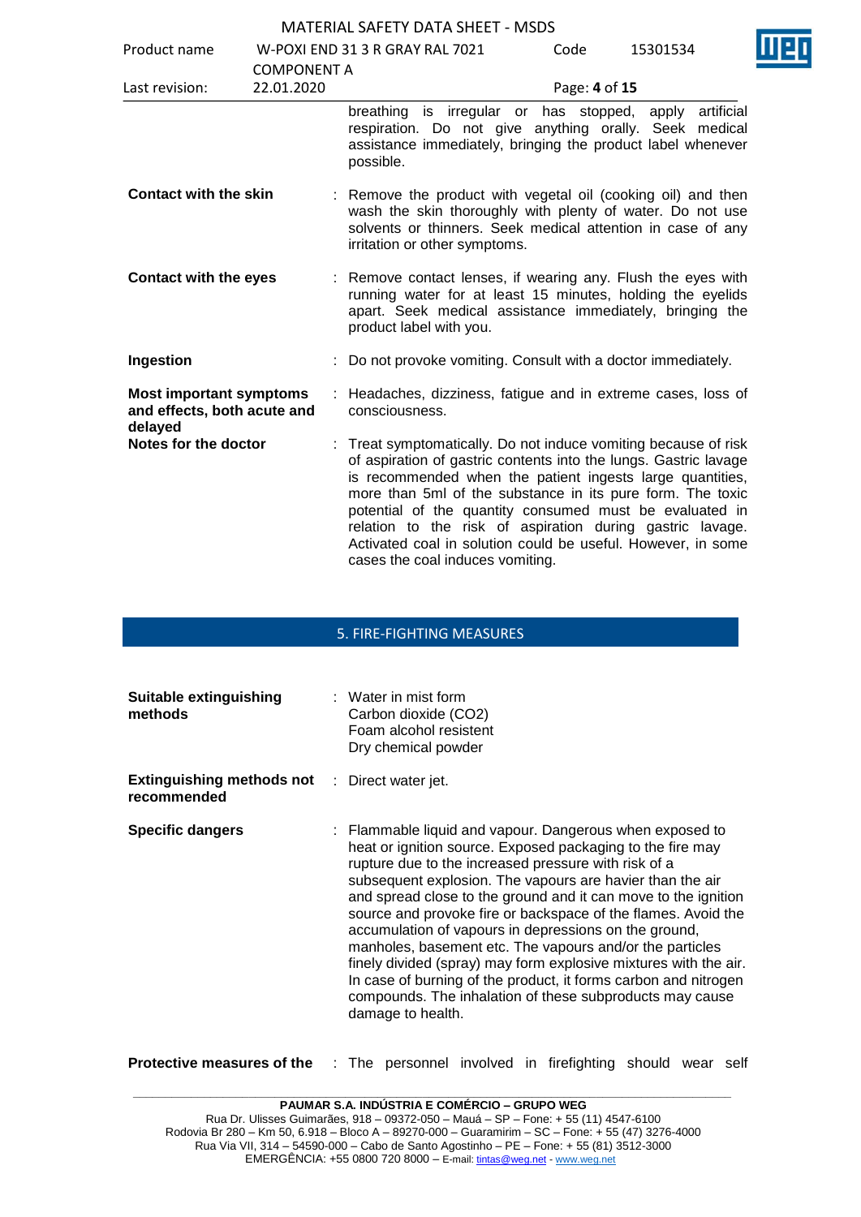breathing is irregular or has stopped, apply artificial respiration. Do not give anything orally. Seek medical assistance immediately, bringing the product label whenever possible.

**Contact with the skin** : Remove the product with vegetal oil (cooking oil) and then wash the skin thoroughly with plenty of water. Do not use solvents or thinners. Seek medical attention in case of any irritation or other symptoms.

**Contact with the eyes** : Remove contact lenses, if wearing any. Flush the eyes with running water for at least 15 minutes, holding the eyelids apart. Seek medical assistance immediately, bringing the product label with you.

**Ingestion** : Do not provoke vomiting. Consult with a doctor immediately.

**Most important symptoms and effects, both acute and delayed** : Headaches, dizziness, fatigue and in extreme cases, loss of consciousness.

**Notes for the doctor** : Treat symptomatically. Do not induce vomiting because of risk of aspiration of gastric contents into the lungs. Gastric lavage is recommended when the patient ingests large quantities, more than 5ml of the substance in its pure form. The toxic potential of the quantity consumed must be evaluated in relation to the risk of aspiration during gastric lavage. Activated coal in solution could be useful. However, in some cases the coal induces vomiting.

## 5. FIRE-FIGHTING MEASURES

**Suitable extinguishing methods** : Water in mist form
Carbon dioxide ($CO_2$)
Foam alcohol resistent
Dry chemical powder

**Extinguishing methods not recommended** : Direct water jet.

**Specific dangers** : Flammable liquid and vapour. Dangerous when exposed to heat or ignition source. Exposed packaging to the fire may rupture due to the increased pressure with risk of a subsequent explosion. The vapours are havier than the air and spread close to the ground and it can move to the ignition source and provoke fire or backspace of the flames. Avoid the accumulation of vapours in depressions on the ground, manholes, basement etc. The vapours and/or the particles finely divided (spray) may form explosive mixtures with the air. In case of burning of the product, it forms carbon and nitrogen compounds. The inhalation of these subproducts may cause damage to health.

**Protective measures of the** : The personnel involved in firefighting should wear self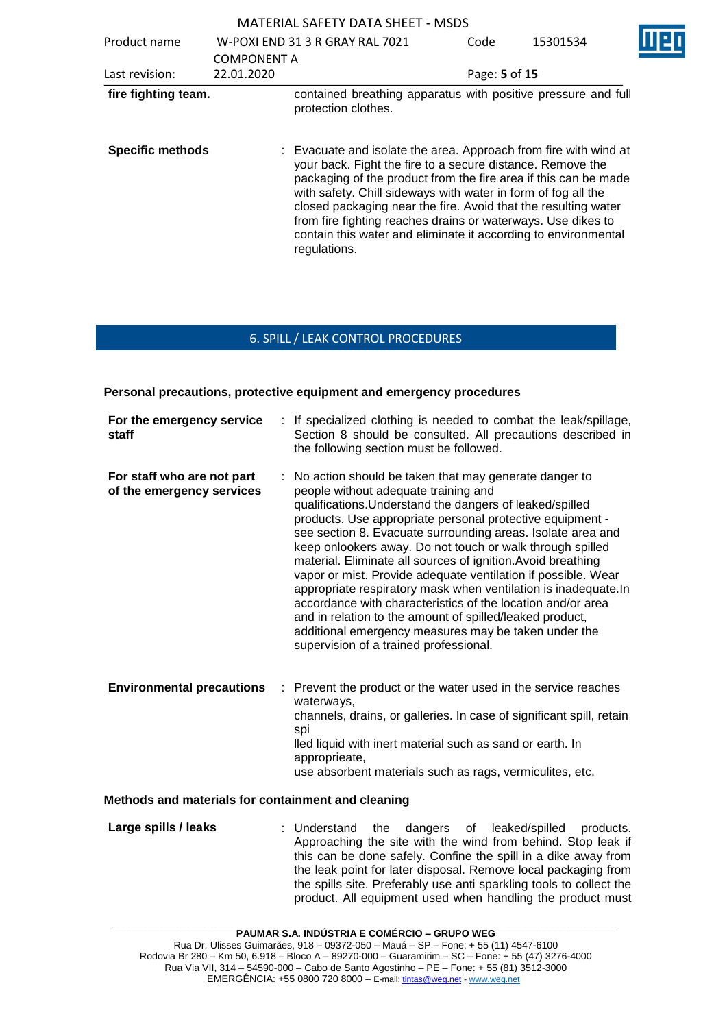| | |
|---|---|
| **fire fighting team.** | contained breathing apparatus with positive pressure and full protection clothes. |
| **Specific methods** | : Evacuate and isolate the area. Approach from fire with wind at your back. Fight the fire to a secure distance. Remove the packaging of the product from the fire area if this can be made with safety. Chill sideways with water in form of fog all the closed packaging near the fire. Avoid that the resulting water from fire fighting reaches drains or waterways. Use dikes to contain this water and eliminate it according to environmental regulations. |

## 6. SPILL / LEAK CONTROL PROCEDURES

### Personal precautions, protective equipment and emergency procedures

| | |
|---|---|
| **For the emergency service staff** | : If specialized clothing is needed to combat the leak/spillage, Section 8 should be consulted. All precautions described in the following section must be followed. |
| **For staff who are not part of the emergency services** | : No action should be taken that may generate danger to people without adequate training and qualifications.Understand the dangers of leaked/spilled products. Use appropriate personal protective equipment - see section 8. Evacuate surrounding areas. Isolate area and keep onlookers away. Do not touch or walk through spilled material. Eliminate all sources of ignition.Avoid breathing vapor or mist. Provide adequate ventilation if possible. Wear appropriate respiratory mask when ventilation is inadequate.In accordance with characteristics of the location and/or area and in relation to the amount of spilled/leaked product, additional emergency measures may be taken under the supervision of a trained professional. |
| **Environmental precautions** | : Prevent the product or the water used in the service reaches waterways, channels, drains, or galleries. In case of significant spill, retain spi lled liquid with inert material such as sand or earth. In apropprieate, use absorbent materials such as rags, vermiculites, etc. |

### Methods and materials for containment and cleaning

| | |
|---|---|
| **Large spills / leaks** | : Understand the dangers of leaked/spilled products. Approaching the site with the wind from behind. Stop leak if this can be done safely. Confine the spill in a dike away from the leak point for later disposal. Remove local packaging from the spills site. Preferably use anti sparkling tools to collect the product. All equipment used when handling the product must |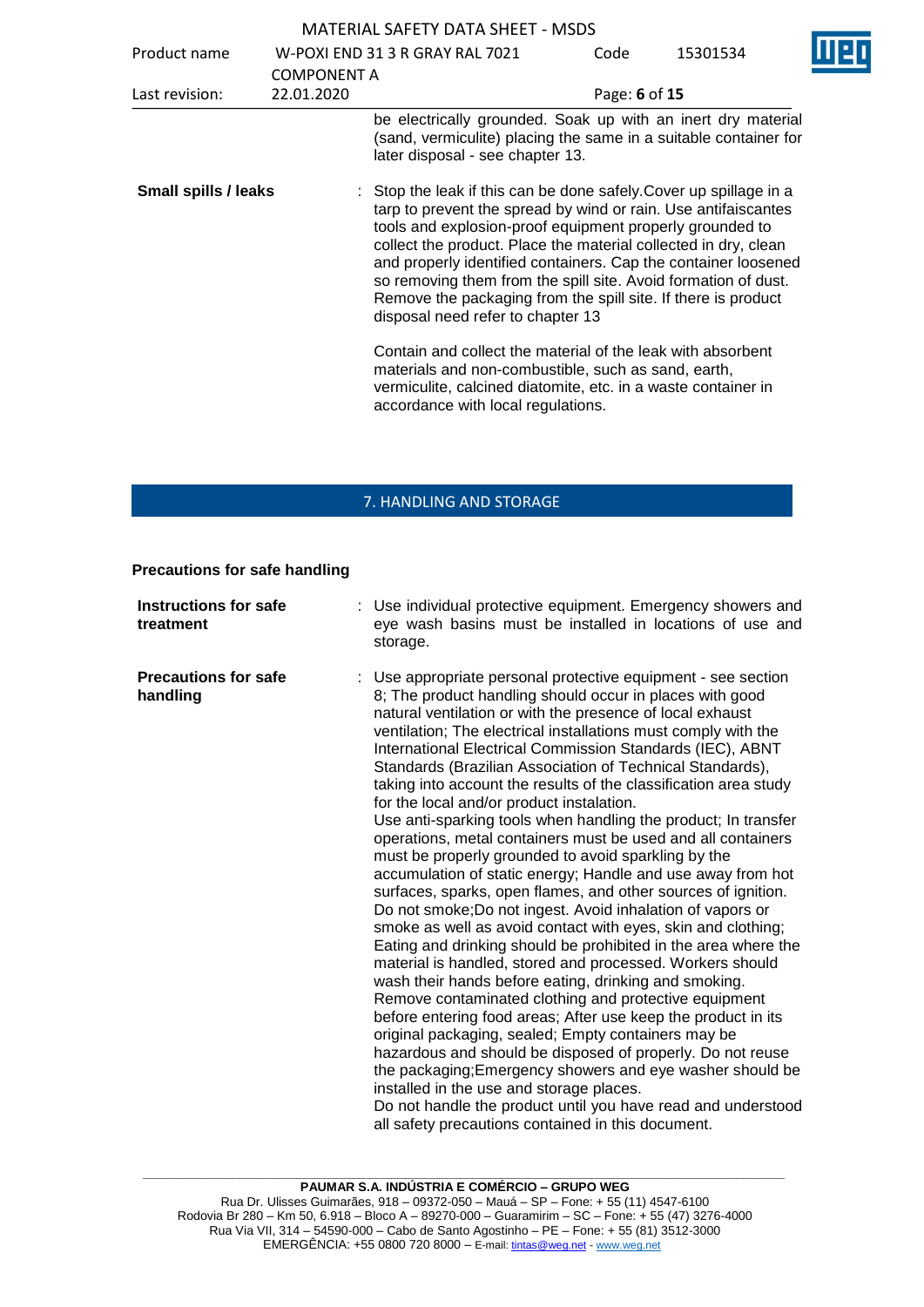be electrically grounded. Soak up with an inert dry material (sand, vermiculite) placing the same in a suitable container for later disposal - see chapter 13.

**Small spills / leaks** : Stop the leak if this can be done safely.Cover up spillage in a tarp to prevent the spread by wind or rain. Use antifaiscantes tools and explosion-proof equipment properly grounded to collect the product. Place the material collected in dry, clean and properly identified containers. Cap the container loosened so removing them from the spill site. Avoid formation of dust. Remove the packaging from the spill site. If there is product disposal need refer to chapter 13

Contain and collect the material of the leak with absorbent materials and non-combustible, such as sand, earth, vermiculite, calcined diatomite, etc. in a waste container in accordance with local regulations.

## 7. HANDLING AND STORAGE

### Precautions for safe handling

**Instructions for safe treatment** : Use individual protective equipment. Emergency showers and eye wash basins must be installed in locations of use and storage.

**Precautions for safe handling** : Use appropriate personal protective equipment - see section 8; The product handling should occur in places with good natural ventilation or with the presence of local exhaust ventilation; The electrical installations must comply with the International Electrical Commission Standards (IEC), ABNT Standards (Brazilian Association of Technical Standards), taking into account the results of the classification area study for the local and/or product instalation.
Use anti-sparking tools when handling the product; In transfer operations, metal containers must be used and all containers must be properly grounded to avoid sparkling by the accumulation of static energy; Handle and use away from hot surfaces, sparks, open flames, and other sources of ignition. Do not smoke;Do not ingest. Avoid inhalation of vapors or smoke as well as avoid contact with eyes, skin and clothing; Eating and drinking should be prohibited in the area where the material is handled, stored and processed. Workers should wash their hands before eating, drinking and smoking. Remove contaminated clothing and protective equipment before entering food areas; After use keep the product in its original packaging, sealed; Empty containers may be hazardous and should be disposed of properly. Do not reuse the packaging;Emergency showers and eye washer should be installed in the use and storage places.
Do not handle the product until you have read and understood all safety precautions contained in this document.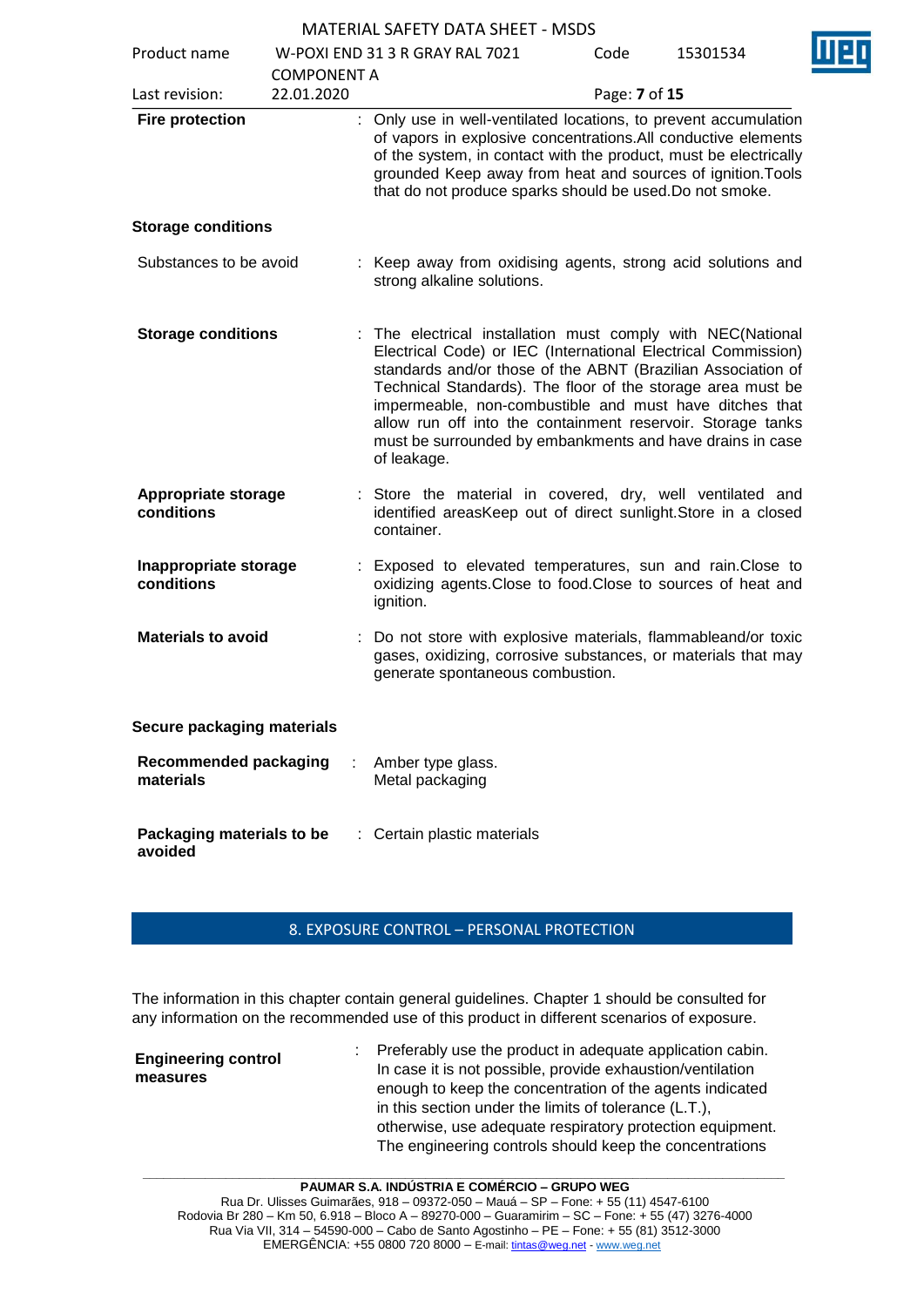**Fire protection** : Only use in well-ventilated locations, to prevent accumulation of vapors in explosive concentrations.All conductive elements of the system, in contact with the product, must be electrically grounded Keep away from heat and sources of ignition.Tools that do not produce sparks should be used.Do not smoke.

**Storage conditions**

Substances to be avoid : Keep away from oxidising agents, strong acid solutions and strong alkaline solutions.

**Storage conditions** : The electrical installation must comply with NEC(National Electrical Code) or IEC (International Electrical Commission) standards and/or those of the ABNT (Brazilian Association of Technical Standards). The floor of the storage area must be impermeable, non-combustible and must have ditches that allow run off into the containment reservoir. Storage tanks must be surrounded by embankments and have drains in case of leakage.

**Appropriate storage conditions** : Store the material in covered, dry, well ventilated and identified areasKeep out of direct sunlight.Store in a closed container.

**Inappropriate storage conditions** : Exposed to elevated temperatures, sun and rain.Close to oxidizing agents.Close to food.Close to sources of heat and ignition.

**Materials to avoid** : Do not store with explosive materials, flammableand/or toxic gases, oxidizing, corrosive substances, or materials that may generate spontaneous combustion.

**Secure packaging materials**

**Recommended packaging materials** : Amber type glass.
Metal packaging

**Packaging materials to be avoided** : Certain plastic materials

## 8. EXPOSURE CONTROL – PERSONAL PROTECTION

The information in this chapter contain general guidelines. Chapter 1 should be consulted for any information on the recommended use of this product in different scenarios of exposure.

**Engineering control measures** : Preferably use the product in adequate application cabin. In case it is not possible, provide exhaustion/ventilation enough to keep the concentration of the agents indicated in this section under the limits of tolerance (L.T.), otherwise, use adequate respiratory protection equipment. The engineering controls should keep the concentrations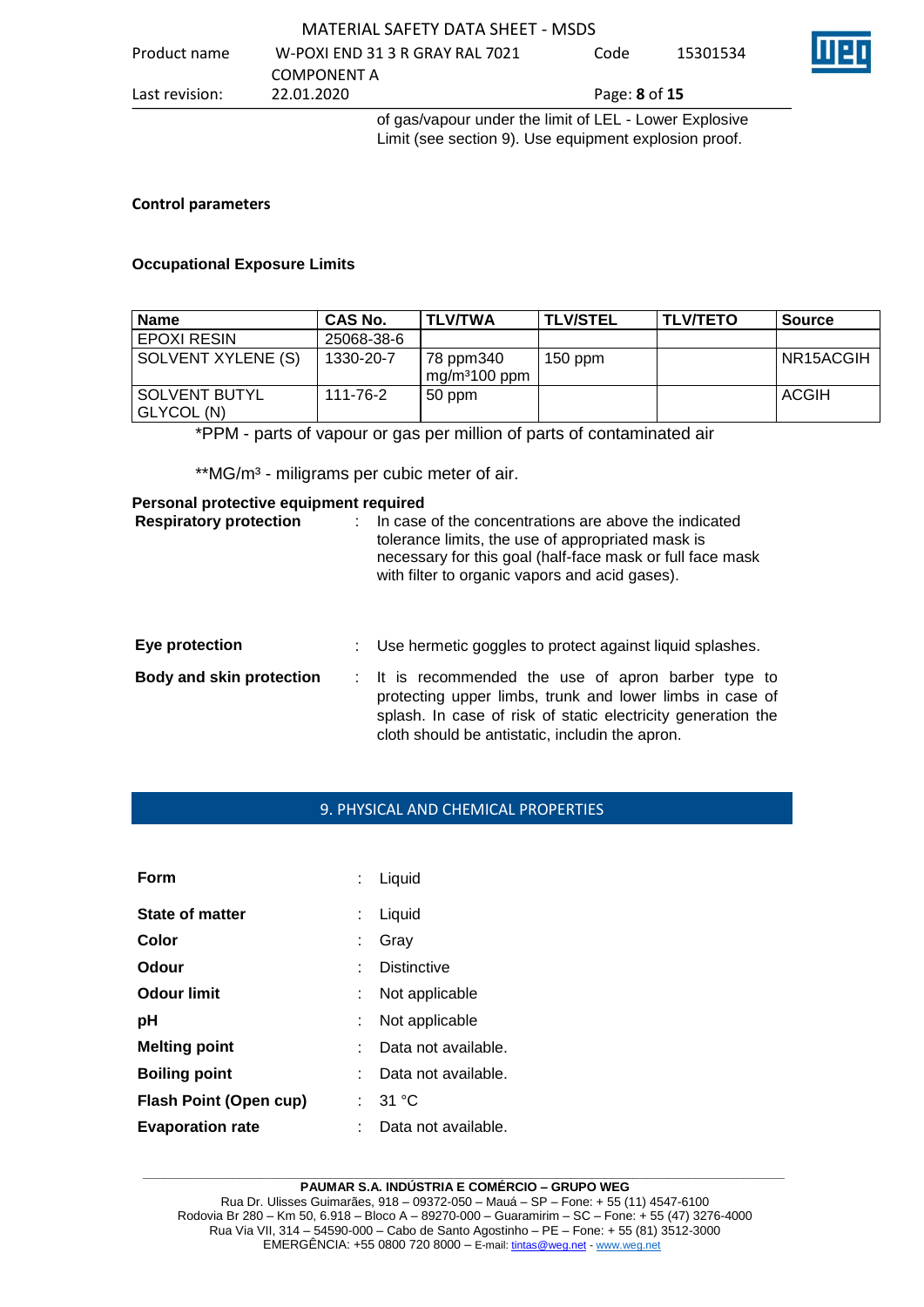of gas/vapour under the limit of LEL - Lower Explosive Limit (see section 9). Use equipment explosion proof.

**Control parameters**

**Occupational Exposure Limits**

| Name | CAS No. | TLV/TWA | TLV/STEL | TLV/TETO | Source |
|---|---|---|---|---|---|
| EPOXI RESIN | 25068-38-6 | | | | |
| SOLVENT XYLENE (S) | 1330-20-7 | 78 ppm340 mg/m³100 ppm | 150 ppm | | NR15ACGIH |
| SOLVENT BUTYL GLYCOL (N) | 111-76-2 | 50 ppm | | | ACGIH |

*PPM - parts of vapour or gas per million of parts of contaminated air

**MG/m³ - miligrams per cubic meter of air.

**Personal protective equipment required**

**Respiratory protection** : In case of the concentrations are above the indicated tolerance limits, the use of appropriated mask is necessary for this goal (half-face mask or full face mask with filter to organic vapors and acid gases).

**Eye protection** : Use hermetic goggles to protect against liquid splashes.

**Body and skin protection** : It is recommended the use of apron barber type to protecting upper limbs, trunk and lower limbs in case of splash. In case of risk of static electricity generation the cloth should be antistatic, includin the apron.

## 9. PHYSICAL AND CHEMICAL PROPERTIES

**Form** : Liquid

**State of matter** : Liquid

**Color** : Gray

**Odour** : Distinctive

**Odour limit** : Not applicable

**pH** : Not applicable

**Melting point** : Data not available.

**Boiling point** : Data not available.

**Flash Point (Open cup)** : 31 °C

**Evaporation rate** : Data not available.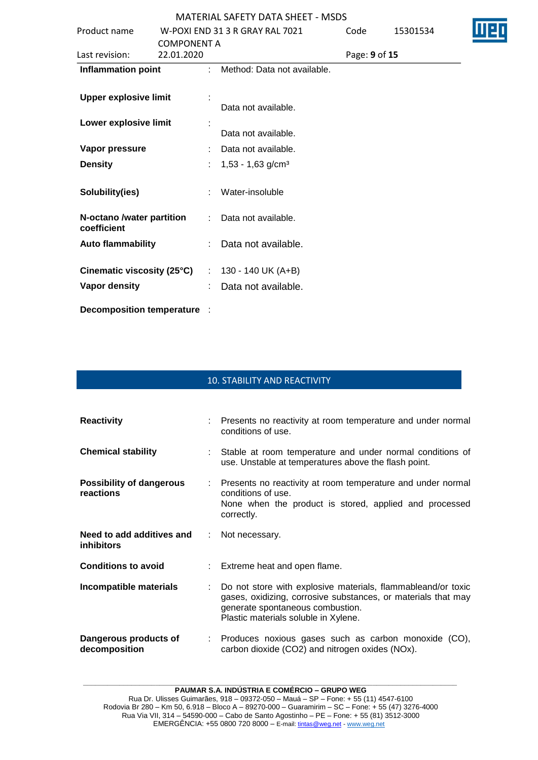| | | |
|---|---|---|
| **Inflammation point** | : | Method: Data not available. |
| **Upper explosive limit** | : | Data not available. |
| **Lower explosive limit** | : | Data not available. |
| **Vapor pressure** | : | Data not available. |
| **Density** | : | 1,53 - 1,63 g/cm³ |
| **Solubility(ies)** | : | Water-insoluble |
| **N-octano /water partition coefficient** | : | Data not available. |
| **Auto flammability** | : | Data not available. |
| **Cinematic viscosity (25°C)** | : | 130 - 140 UK (A+B) |
| **Vapor density** | : | Data not available. |
| **Decomposition temperature** | : | |

## 10. STABILITY AND REACTIVITY

| | | |
|---|---|---|
| **Reactivity** | : | Presents no reactivity at room temperature and under normal conditions of use. |
| **Chemical stability** | : | Stable at room temperature and under normal conditions of use. Unstable at temperatures above the flash point. |
| **Possibility of dangerous reactions** | : | Presents no reactivity at room temperature and under normal conditions of use.<br>None when the product is stored, applied and processed correctly. |
| **Need to add additives and inhibitors** | : | Not necessary. |
| **Conditions to avoid** | : | Extreme heat and open flame. |
| **Incompatible materials** | : | Do not store with explosive materials, flammableand/or toxic gases, oxidizing, corrosive substances, or materials that may generate spontaneous combustion.<br>Plastic materials soluble in Xylene. |
| **Dangerous products of decomposition** | : | Produces noxious gases such as carbon monoxide (CO), carbon dioxide ($CO_2$) and nitrogen oxides ($NO_x$). |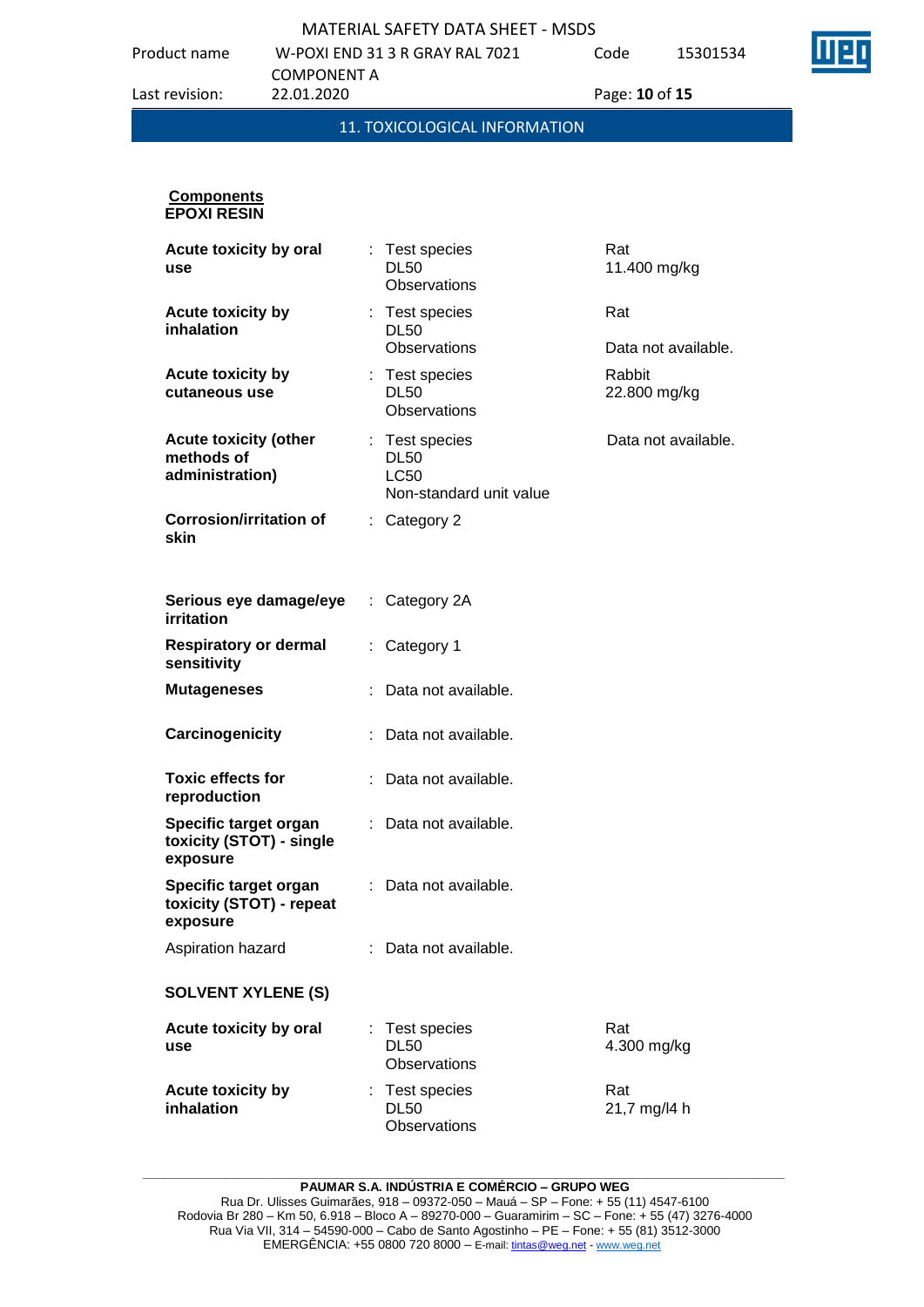## 11. TOXICOLOGICAL INFORMATION

**Components**
**EPOXI RESIN**

| | | |
|---|---|---|
| **Acute toxicity by oral use** | : Test species<br>DL50<br>Observations | Rat<br>11.400 mg/kg |
| **Acute toxicity by inhalation** | : Test species<br>DL50<br>Observations | Rat<br><br>Data not available. |
| **Acute toxicity by cutaneous use** | : Test species<br>DL50<br>Observations | Rabbit<br>22.800 mg/kg |
| **Acute toxicity (other methods of administration)** | : Test species<br>DL50<br>LC50<br>Non-standard unit value | Data not available. |
| **Corrosion/irritation of skin** | : Category 2 | |
| **Serious eye damage/eye irritation** | : Category 2A | |
| **Respiratory or dermal sensitivity** | : Category 1 | |
| **Mutageneses** | : Data not available. | |
| **Carcinogenicity** | : Data not available. | |
| **Toxic effects for reproduction** | : Data not available. | |
| **Specific target organ toxicity (STOT) - single exposure** | : Data not available. | |
| **Specific target organ toxicity (STOT) - repeat exposure** | : Data not available. | |
| Aspiration hazard | : Data not available. | |

**SOLVENT XYLENE (S)**

| | | |
|---|---|---|
| **Acute toxicity by oral use** | : Test species<br>DL50<br>Observations | Rat<br>4.300 mg/kg |
| **Acute toxicity by inhalation** | : Test species<br>DL50<br>Observations | Rat<br>21,7 mg/l4 h |

**PAUMAR S.A. INDÚSTRIA E COMÉRCIO – GRUPO WEG**
Rua Dr. Ulisses Guimarães, 918 – 09372-050 – Mauá – SP – Fone: + 55 (11) 4547-6100
Rodovia Br 280 – Km 50, 6.918 – Bloco A – 89270-000 – Guaramirim – SC – Fone: + 55 (47) 3276-4000
Rua Via VII, 314 – 54590-000 – Cabo de Santo Agostinho – PE – Fone: + 55 (81) 3512-3000
EMERGÊNCIA: +55 0800 720 8000 – E-mail: tintas@weg.net - www.weg.net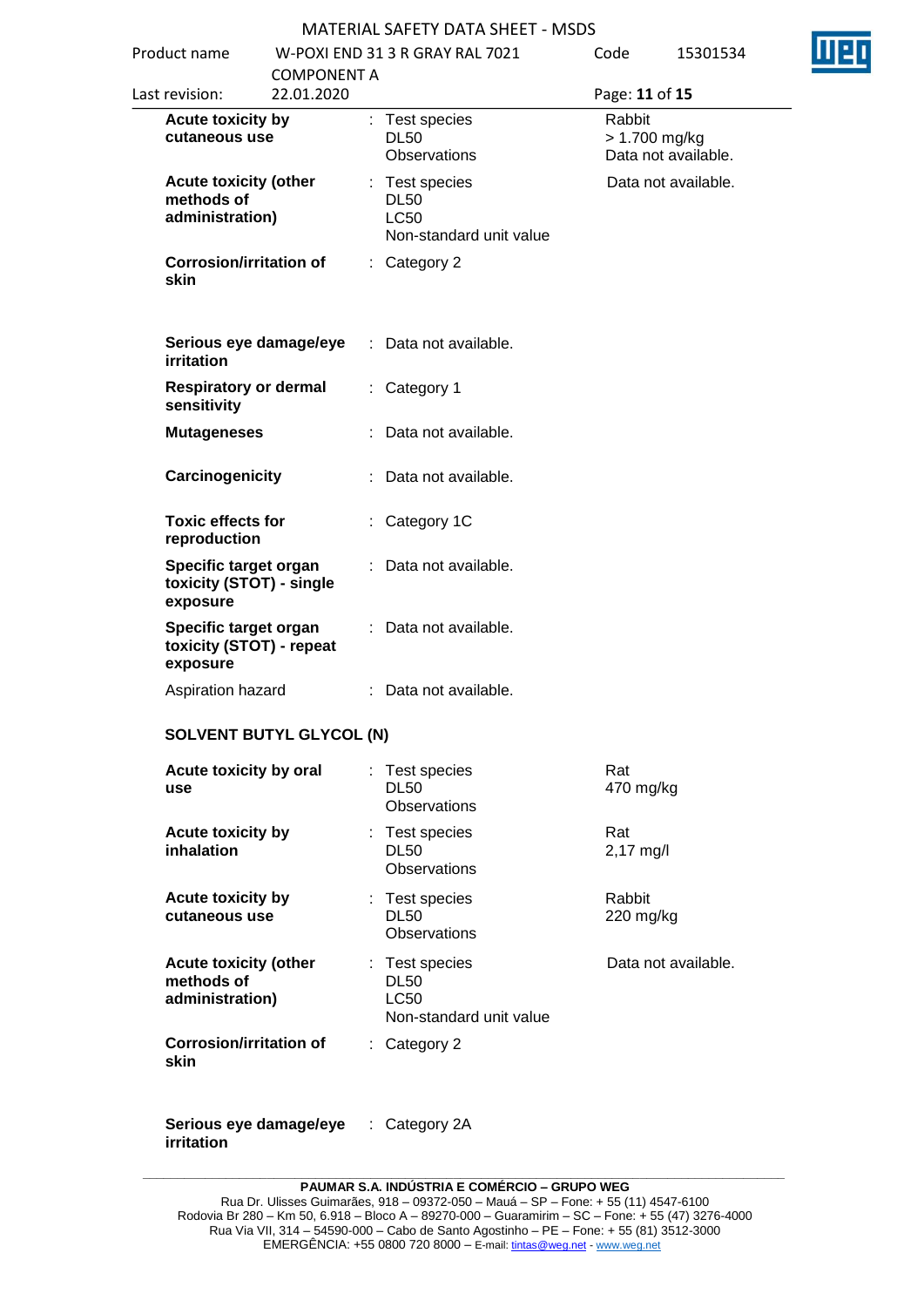| | | | |
|---|---|---|---|
| **Acute toxicity by cutaneous use** | : | Test species<br>DL50<br>Observations | Rabbit<br>> 1.700 mg/kg<br>Data not available. |
| **Acute toxicity (other methods of administration)** | : | Test species<br>DL50<br>LC50<br>Non-standard unit value | Data not available. |
| **Corrosion/irritation of skin** | : | Category 2 | |
| **Serious eye damage/eye irritation** | : | Data not available. | |
| **Respiratory or dermal sensitivity** | : | Category 1 | |
| **Mutageneses** | : | Data not available. | |
| **Carcinogenicity** | : | Data not available. | |
| **Toxic effects for reproduction** | : | Category 1C | |
| **Specific target organ toxicity (STOT) - single exposure** | : | Data not available. | |
| **Specific target organ toxicity (STOT) - repeat exposure** | : | Data not available. | |
| Aspiration hazard | : | Data not available. | |

**SOLVENT BUTYL GLYCOL (N)**

| | | | |
|---|---|---|---|
| **Acute toxicity by oral use** | : | Test species<br>DL50<br>Observations | Rat<br>470 mg/kg |
| **Acute toxicity by inhalation** | : | Test species<br>DL50<br>Observations | Rat<br>2,17 mg/l |
| **Acute toxicity by cutaneous use** | : | Test species<br>DL50<br>Observations | Rabbit<br>220 mg/kg |
| **Acute toxicity (other methods of administration)** | : | Test species<br>DL50<br>LC50<br>Non-standard unit value | Data not available. |
| **Corrosion/irritation of skin** | : | Category 2 | |
| **Serious eye damage/eye irritation** | : | Category 2A | |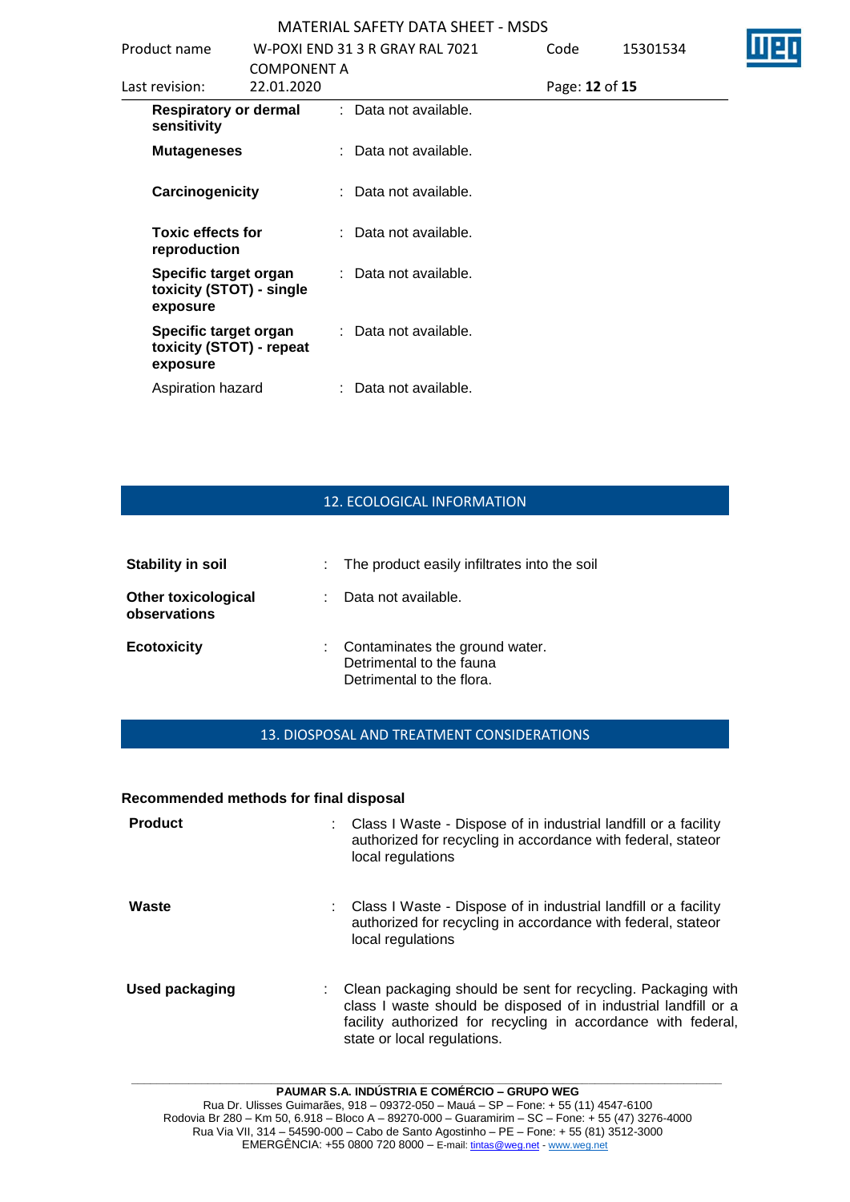| | | |
|---|---|---|
| **Respiratory or dermal sensitivity** | : | Data not available. |
| **Mutageneses** | : | Data not available. |
| **Carcinogenicity** | : | Data not available. |
| **Toxic effects for reproduction** | : | Data not available. |
| **Specific target organ toxicity (STOT) - single exposure** | : | Data not available. |
| **Specific target organ toxicity (STOT) - repeat exposure** | : | Data not available. |
| Aspiration hazard | : | Data not available. |

## 12. ECOLOGICAL INFORMATION

| | | |
|---|---|---|
| **Stability in soil** | : | The product easily infiltrates into the soil |
| **Other toxicological observations** | : | Data not available. |
| **Ecotoxicity** | : | Contaminates the ground water.<br>Detrimental to the fauna<br>Detrimental to the flora. |

## 13. DIOSPOSAL AND TREATMENT CONSIDERATIONS

**Recommended methods for final disposal**

| | | |
|---|---|---|
| **Product** | : | Class I Waste - Dispose of in industrial landfill or a facility authorized for recycling in accordance with federal, stateor local regulations |
| **Waste** | : | Class I Waste - Dispose of in industrial landfill or a facility authorized for recycling in accordance with federal, stateor local regulations |
| **Used packaging** | : | Clean packaging should be sent for recycling. Packaging with class I waste should be disposed of in industrial landfill or a facility authorized for recycling in accordance with federal, state or local regulations. |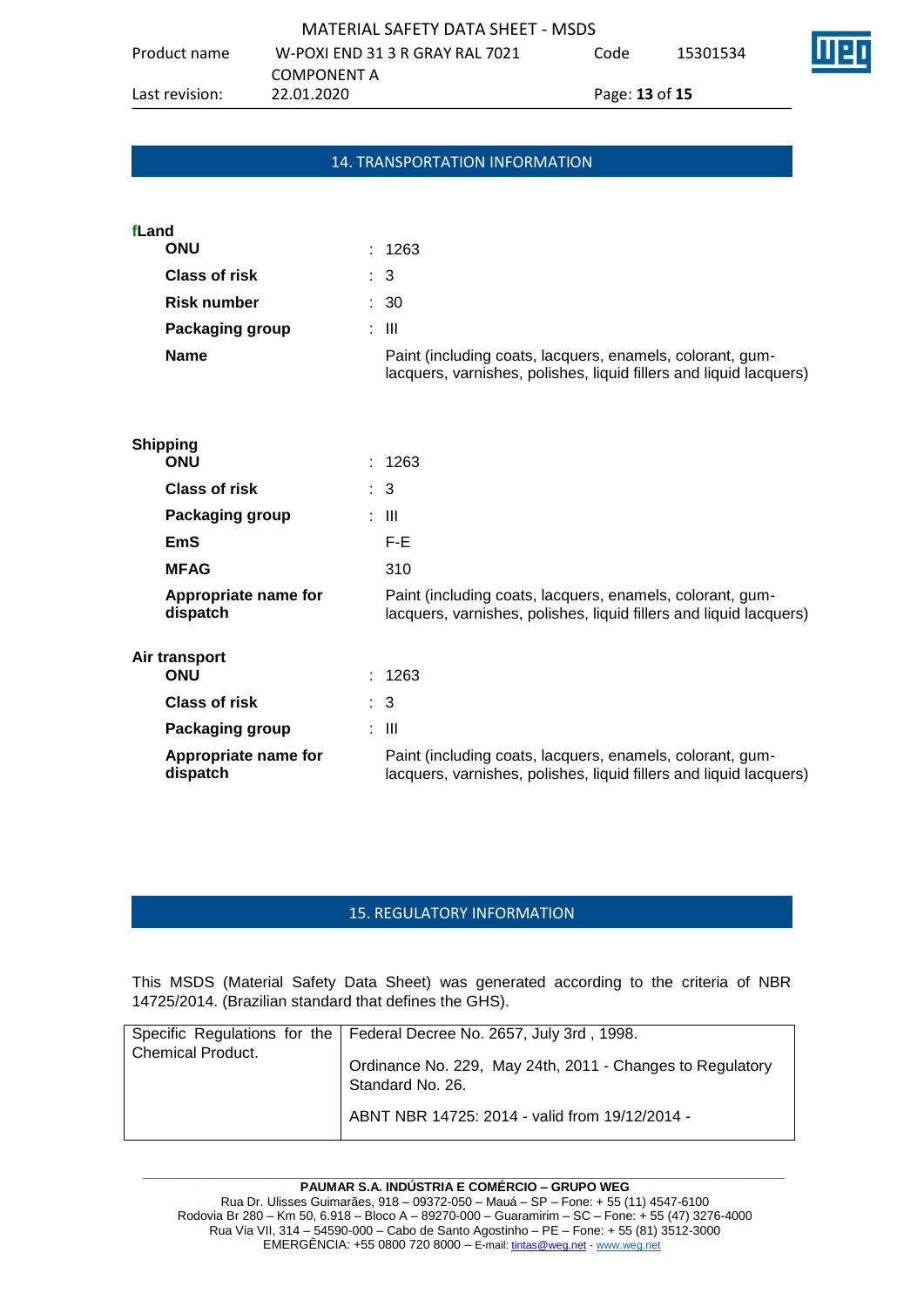## 14. TRANSPORTATION INFORMATION

**fLand**

| | | |
|---|---|---|
| **ONU** | : | 1263 |
| **Class of risk** | : | 3 |
| **Risk number** | : | 30 |
| **Packaging group** | : | III |
| **Name** | | Paint (including coats, lacquers, enamels, colorant, gum-lacquers, varnishes, polishes, liquid fillers and liquid lacquers) |

**Shipping**

| | | |
|---|---|---|
| **ONU** | : | 1263 |
| **Class of risk** | : | 3 |
| **Packaging group** | : | III |
| **EmS** | | F-E |
| **MFAG** | | 310 |
| **Appropriate name for dispatch** | | Paint (including coats, lacquers, enamels, colorant, gum-lacquers, varnishes, polishes, liquid fillers and liquid lacquers) |

**Air transport**

| | | |
|---|---|---|
| **ONU** | : | 1263 |
| **Class of risk** | : | 3 |
| **Packaging group** | : | III |
| **Appropriate name for dispatch** | | Paint (including coats, lacquers, enamels, colorant, gum-lacquers, varnishes, polishes, liquid fillers and liquid lacquers) |

## 15. REGULATORY INFORMATION

This MSDS (Material Safety Data Sheet) was generated according to the criteria of NBR 14725/2014. (Brazilian standard that defines the GHS).

| Specific Regulations for the Chemical Product. | Federal Decree No. 2657, July 3rd , 1998.<br><br>Ordinance No. 229, May 24th, 2011 - Changes to Regulatory Standard No. 26.<br><br>ABNT NBR 14725: 2014 - valid from 19/12/2014 - |
|---|---|

**PAUMAR S.A. INDÚSTRIA E COMÉRCIO – GRUPO WEG**
Rua Dr. Ulisses Guimarães, 918 – 09372-050 – Mauá – SP – Fone: + 55 (11) 4547-6100
Rodovia Br 280 – Km 50, 6.918 – Bloco A – 89270-000 – Guaramirim – SC – Fone: + 55 (47) 3276-4000
Rua Via VII, 314 – 54590-000 – Cabo de Santo Agostinho – PE – Fone: + 55 (81) 3512-3000
EMERGÊNCIA: +55 0800 720 8000 – E-mail: tintas@weg.net - www.weg.net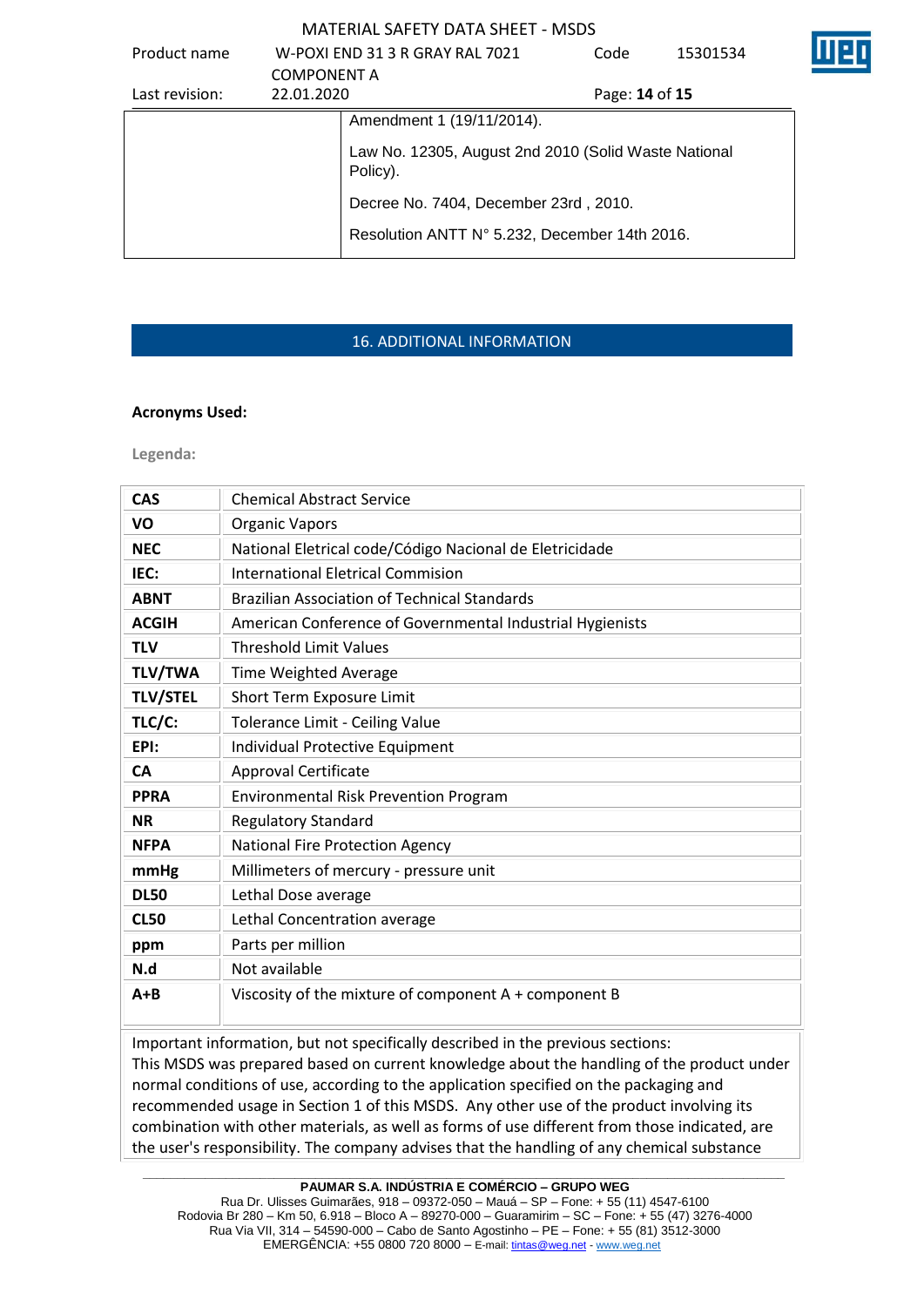| | Amendment 1 (19/11/2014).<br><br>Law No. 12305, August 2nd 2010 (Solid Waste National Policy).<br><br>Decree No. 7404, December 23rd , 2010.<br><br>Resolution ANTT N° 5.232, December 14th 2016. |
|---|---|

## 16. ADDITIONAL INFORMATION

**Acronyms Used:**

Legenda:

| | |
|---|---|
| **CAS** | Chemical Abstract Service |
| **VO** | Organic Vapors |
| **NEC** | National Eletrical code/Código Nacional de Eletricidade |
| **IEC:** | International Eletrical Commision |
| **ABNT** | Brazilian Association of Technical Standards |
| **ACGIH** | American Conference of Governmental Industrial Hygienists |
| **TLV** | Threshold Limit Values |
| **TLV/TWA** | Time Weighted Average |
| **TLV/STEL** | Short Term Exposure Limit |
| **TLC/C:** | Tolerance Limit - Ceiling Value |
| **EPI:** | Individual Protective Equipment |
| **CA** | Approval Certificate |
| **PPRA** | Environmental Risk Prevention Program |
| **NR** | Regulatory Standard |
| **NFPA** | National Fire Protection Agency |
| **mmHg** | Millimeters of mercury - pressure unit |
| **DL50** | Lethal Dose average |
| **CL50** | Lethal Concentration average |
| **ppm** | Parts per million |
| **N.d** | Not available |
| **A+B** | Viscosity of the mixture of component A + component B |

Important information, but not specifically described in the previous sections:
This MSDS was prepared based on current knowledge about the handling of the product under normal conditions of use, according to the application specified on the packaging and recommended usage in Section 1 of this MSDS. Any other use of the product involving its combination with other materials, as well as forms of use different from those indicated, are the user's responsibility. The company advises that the handling of any chemical substance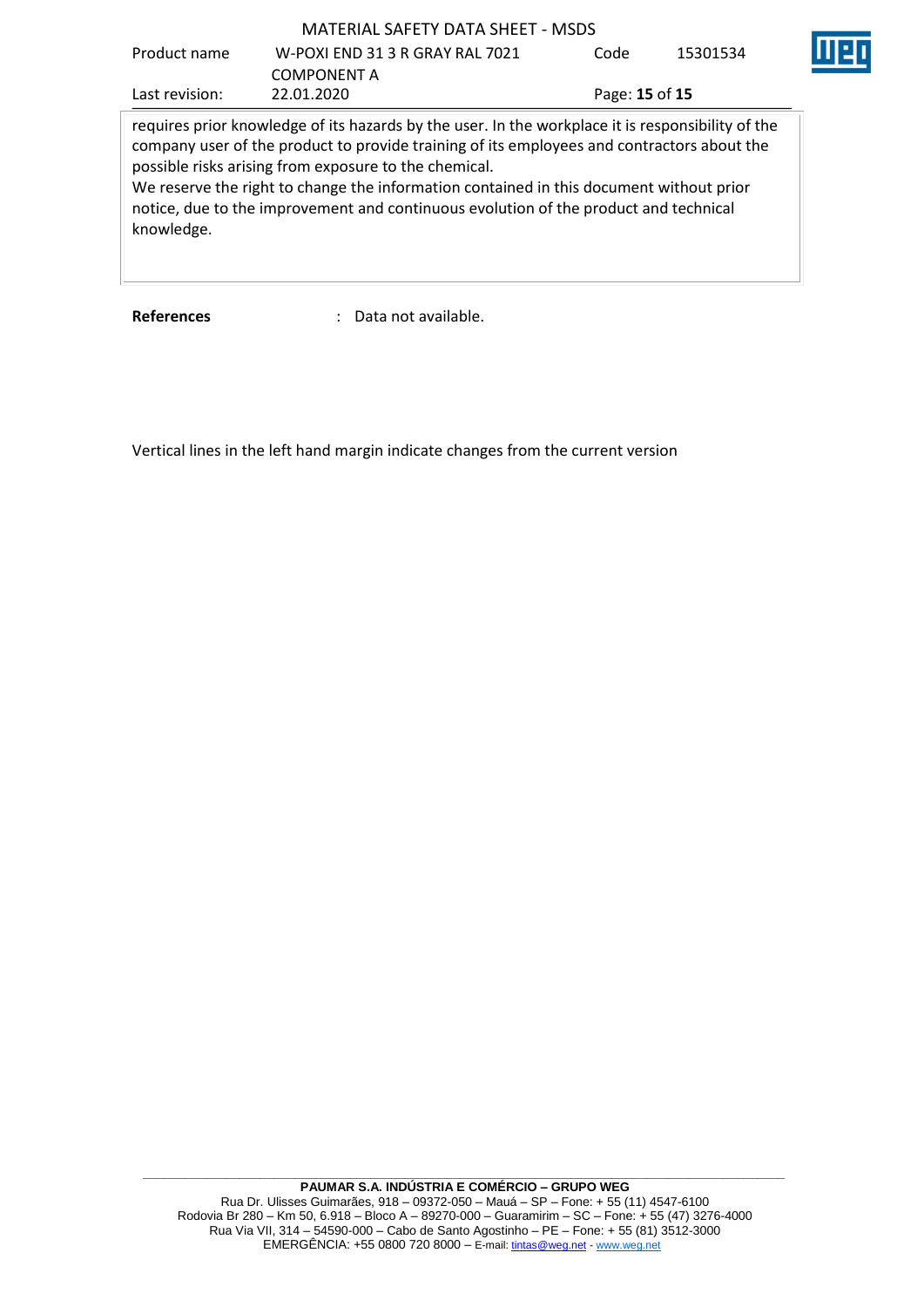requires prior knowledge of its hazards by the user. In the workplace it is responsibility of the company user of the product to provide training of its employees and contractors about the possible risks arising from exposure to the chemical.
We reserve the right to change the information contained in this document without prior notice, due to the improvement and continuous evolution of the product and technical knowledge.

**References** : Data not available.

Vertical lines in the left hand margin indicate changes from the current version